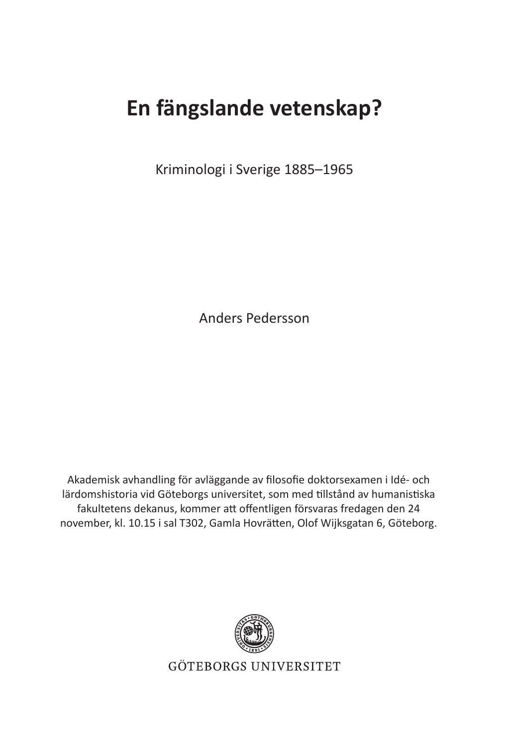# En fängslande vetenskap?

Kriminologi i Sverige 1885–1965

Anders Pedersson

Akademisk avhandling för avläggande av filosofie doktorsexamen i Idé- och lärdomshistoria vid Göteborgs universitet, som med tillstånd av humanistiska fakultetens dekanus, kommer att offentligen försvaras fredagen den 24 november, kl. 10.15 i sal T302, Gamla Hovrätten, Olof Wijksgatan 6, Göteborg.

GÖTEBORGS UNIVERSITET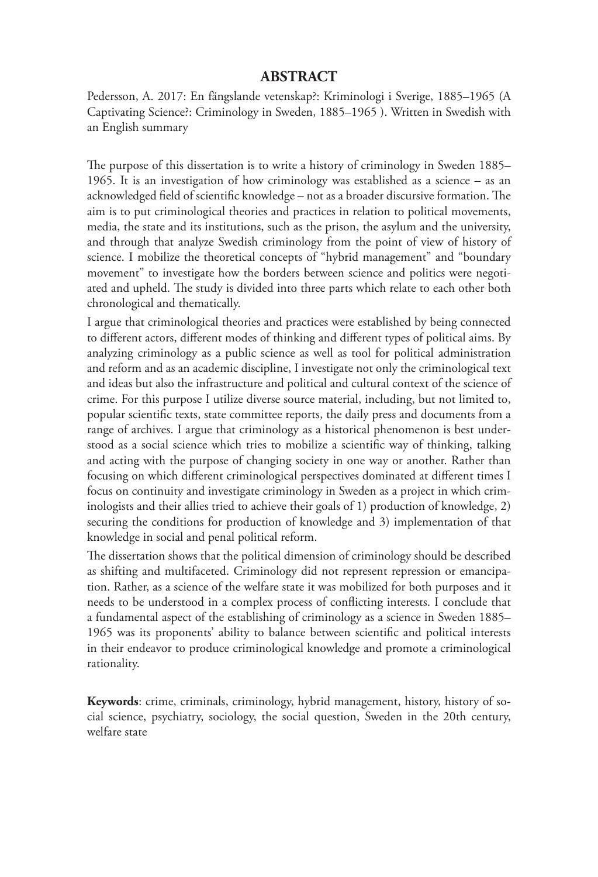# ABSTRACT

Pedersson, A. 2017: En fängslande vetenskap?: Kriminologi i Sverige, 1885–1965 (A Captivating Science?: Criminology in Sweden, 1885–1965 ). Written in Swedish with an English summary

The purpose of this dissertation is to write a history of criminology in Sweden 1885–1965. It is an investigation of how criminology was established as a science – as an acknowledged field of scientific knowledge – not as a broader discursive formation. The aim is to put criminological theories and practices in relation to political movements, media, the state and its institutions, such as the prison, the asylum and the university, and through that analyze Swedish criminology from the point of view of history of science. I mobilize the theoretical concepts of "hybrid management" and "boundary movement" to investigate how the borders between science and politics were negotiated and upheld. The study is divided into three parts which relate to each other both chronological and thematically.

I argue that criminological theories and practices were established by being connected to different actors, different modes of thinking and different types of political aims. By analyzing criminology as a public science as well as tool for political administration and reform and as an academic discipline, I investigate not only the criminological text and ideas but also the infrastructure and political and cultural context of the science of crime. For this purpose I utilize diverse source material, including, but not limited to, popular scientific texts, state committee reports, the daily press and documents from a range of archives. I argue that criminology as a historical phenomenon is best understood as a social science which tries to mobilize a scientific way of thinking, talking and acting with the purpose of changing society in one way or another. Rather than focusing on which different criminological perspectives dominated at different times I focus on continuity and investigate criminology in Sweden as a project in which criminologists and their allies tried to achieve their goals of 1) production of knowledge, 2) securing the conditions for production of knowledge and 3) implementation of that knowledge in social and penal political reform.

The dissertation shows that the political dimension of criminology should be described as shifting and multifaceted. Criminology did not represent repression or emancipation. Rather, as a science of the welfare state it was mobilized for both purposes and it needs to be understood in a complex process of conflicting interests. I conclude that a fundamental aspect of the establishing of criminology as a science in Sweden 1885–1965 was its proponents' ability to balance between scientific and political interests in their endeavor to produce criminological knowledge and promote a criminological rationality.

**Keywords**: crime, criminals, criminology, hybrid management, history, history of social science, psychiatry, sociology, the social question, Sweden in the 20th century, welfare state